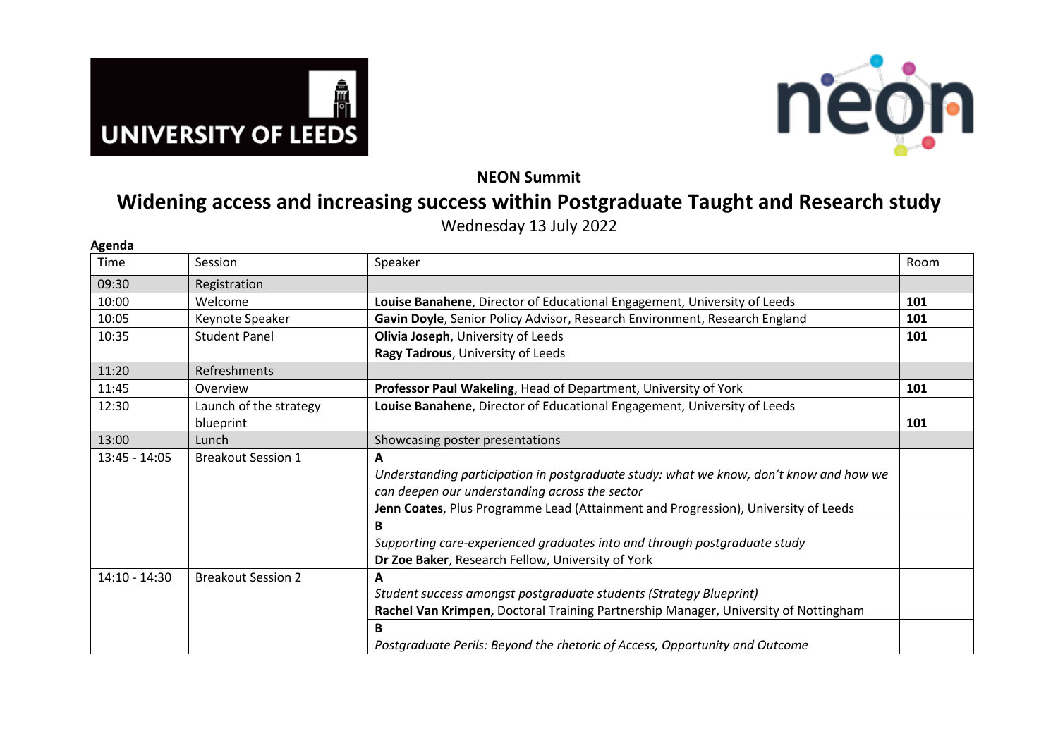UNIVERSITY OF LEEDS

neon

**NEON Summit**

# Widening access and increasing success within Postgraduate Taught and Research study

Wednesday 13 July 2022

**Agenda**

| Time | Session | Speaker | Room |
|---|---|---|---|
| 09:30 | Registration | | |
| 10:00 | Welcome | **Louise Banahene**, Director of Educational Engagement, University of Leeds | **101** |
| 10:05 | Keynote Speaker | **Gavin Doyle**, Senior Policy Advisor, Research Environment, Research England | **101** |
| 10:35 | Student Panel | **Olivia Joseph**, University of Leeds<br>**Ragy Tadrous**, University of Leeds | **101** |
| 11:20 | Refreshments | | |
| 11:45 | Overview | **Professor Paul Wakeling**, Head of Department, University of York | **101** |
| 12:30 | Launch of the strategy blueprint | **Louise Banahene**, Director of Educational Engagement, University of Leeds | **101** |
| 13:00 | Lunch | Showcasing poster presentations | |
| 13:45 - 14:05 | Breakout Session 1 | **A**<br>*Understanding participation in postgraduate study: what we know, don't know and how we can deepen our understanding across the sector*<br>**Jenn Coates**, Plus Programme Lead (Attainment and Progression), University of Leeds | |
| | | **B**<br>*Supporting care-experienced graduates into and through postgraduate study*<br>**Dr Zoe Baker**, Research Fellow, University of York | |
| 14:10 - 14:30 | Breakout Session 2 | **A**<br>*Student success amongst postgraduate students (Strategy Blueprint)*<br>**Rachel Van Krimpen,** Doctoral Training Partnership Manager, University of Nottingham | |
| | | **B**<br>*Postgraduate Perils: Beyond the rhetoric of Access, Opportunity and Outcome* | |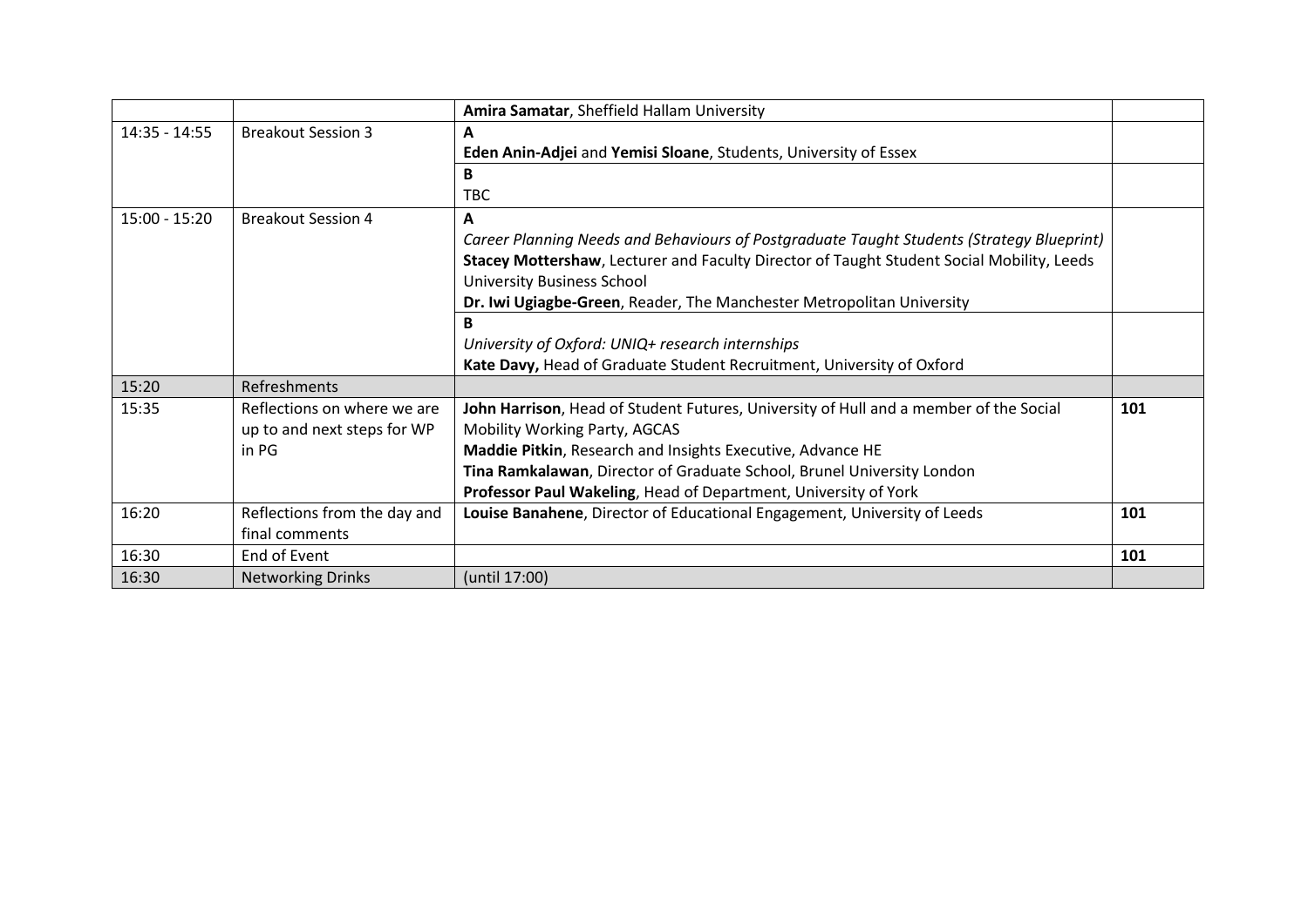| | | | |
|---|---|---|---|
| | | **Amira Samatar**, Sheffield Hallam University | |
| 14:35 - 14:55 | Breakout Session 3 | **A**<br>**Eden Anin-Adjei** and **Yemisi Sloane**, Students, University of Essex | |
| | | **B**<br>TBC | |
| 15:00 - 15:20 | Breakout Session 4 | **A**<br>*Career Planning Needs and Behaviours of Postgraduate Taught Students (Strategy Blueprint)*<br>**Stacey Mottershaw**, Lecturer and Faculty Director of Taught Student Social Mobility, Leeds University Business School<br>**Dr. Iwi Ugiagbe-Green**, Reader, The Manchester Metropolitan University | |
| | | **B**<br>*University of Oxford: UNIQ+ research internships*<br>**Kate Davy,** Head of Graduate Student Recruitment, University of Oxford | |
| 15:20 | Refreshments | | |
| 15:35 | Reflections on where we are up to and next steps for WP in PG | **John Harrison**, Head of Student Futures, University of Hull and a member of the Social Mobility Working Party, AGCAS<br>**Maddie Pitkin**, Research and Insights Executive, Advance HE<br>**Tina Ramkalawan**, Director of Graduate School, Brunel University London<br>**Professor Paul Wakeling**, Head of Department, University of York | **101** |
| 16:20 | Reflections from the day and final comments | **Louise Banahene**, Director of Educational Engagement, University of Leeds | **101** |
| 16:30 | End of Event | | **101** |
| 16:30 | Networking Drinks | (until 17:00) | |